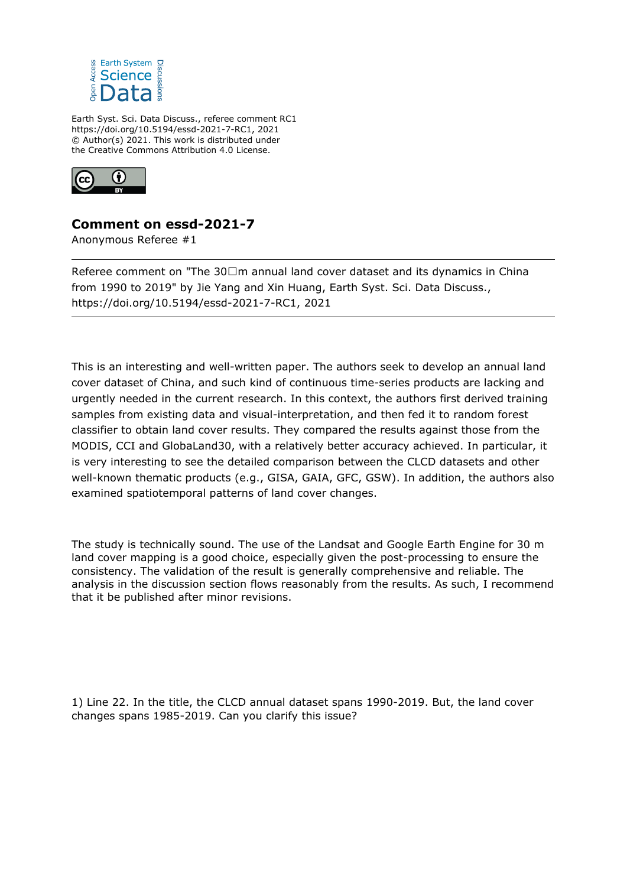Earth Syst. Sci. Data Discuss., referee comment RC1
https://doi.org/10.5194/essd-2021-7-RC1, 2021
© Author(s) 2021. This work is distributed under
the Creative Commons Attribution 4.0 License.

## Comment on essd-2021-7

Anonymous Referee #1

---

Referee comment on "The 30 m annual land cover dataset and its dynamics in China from 1990 to 2019" by Jie Yang and Xin Huang, Earth Syst. Sci. Data Discuss., https://doi.org/10.5194/essd-2021-7-RC1, 2021

---

This is an interesting and well-written paper. The authors seek to develop an annual land cover dataset of China, and such kind of continuous time-series products are lacking and urgently needed in the current research. In this context, the authors first derived training samples from existing data and visual-interpretation, and then fed it to random forest classifier to obtain land cover results. They compared the results against those from the MODIS, CCI and GlobaLand30, with a relatively better accuracy achieved. In particular, it is very interesting to see the detailed comparison between the CLCD datasets and other well-known thematic products (e.g., GISA, GAIA, GFC, GSW). In addition, the authors also examined spatiotemporal patterns of land cover changes.

The study is technically sound. The use of the Landsat and Google Earth Engine for 30 m land cover mapping is a good choice, especially given the post-processing to ensure the consistency. The validation of the result is generally comprehensive and reliable. The analysis in the discussion section flows reasonably from the results. As such, I recommend that it be published after minor revisions.

1) Line 22. In the title, the CLCD annual dataset spans 1990-2019. But, the land cover changes spans 1985-2019. Can you clarify this issue?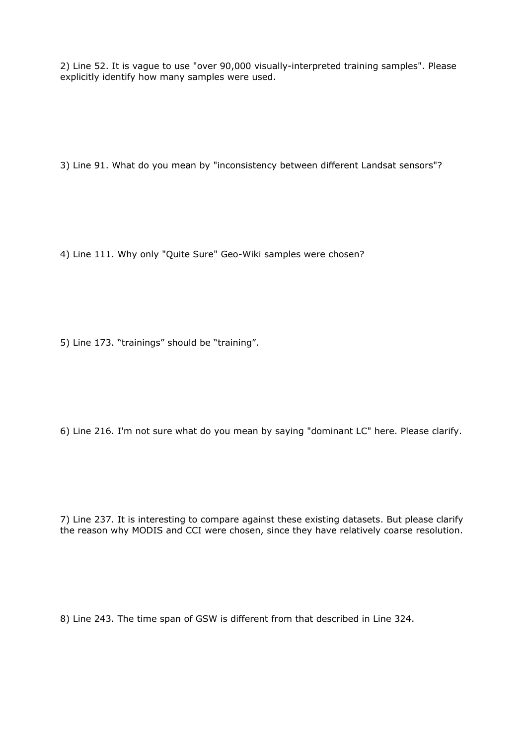2) Line 52. It is vague to use "over 90,000 visually-interpreted training samples". Please explicitly identify how many samples were used.

3) Line 91. What do you mean by "inconsistency between different Landsat sensors"?

4) Line 111. Why only "Quite Sure" Geo-Wiki samples were chosen?

5) Line 173. “trainings” should be “training”.

6) Line 216. I'm not sure what do you mean by saying "dominant LC" here. Please clarify.

7) Line 237. It is interesting to compare against these existing datasets. But please clarify the reason why MODIS and CCI were chosen, since they have relatively coarse resolution.

8) Line 243. The time span of GSW is different from that described in Line 324.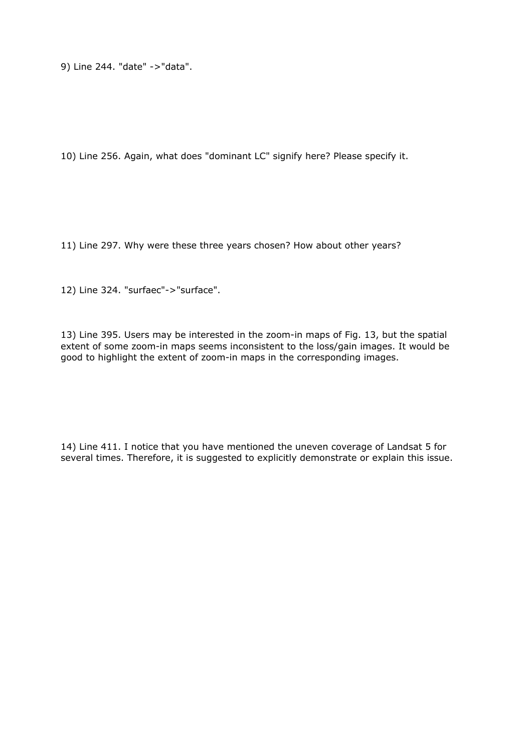9) Line 244. "date" ->"data".

10) Line 256. Again, what does "dominant LC" signify here? Please specify it.

11) Line 297. Why were these three years chosen? How about other years?

12) Line 324. "surfaec"->"surface".

13) Line 395. Users may be interested in the zoom-in maps of Fig. 13, but the spatial extent of some zoom-in maps seems inconsistent to the loss/gain images. It would be good to highlight the extent of zoom-in maps in the corresponding images.

14) Line 411. I notice that you have mentioned the uneven coverage of Landsat 5 for several times. Therefore, it is suggested to explicitly demonstrate or explain this issue.